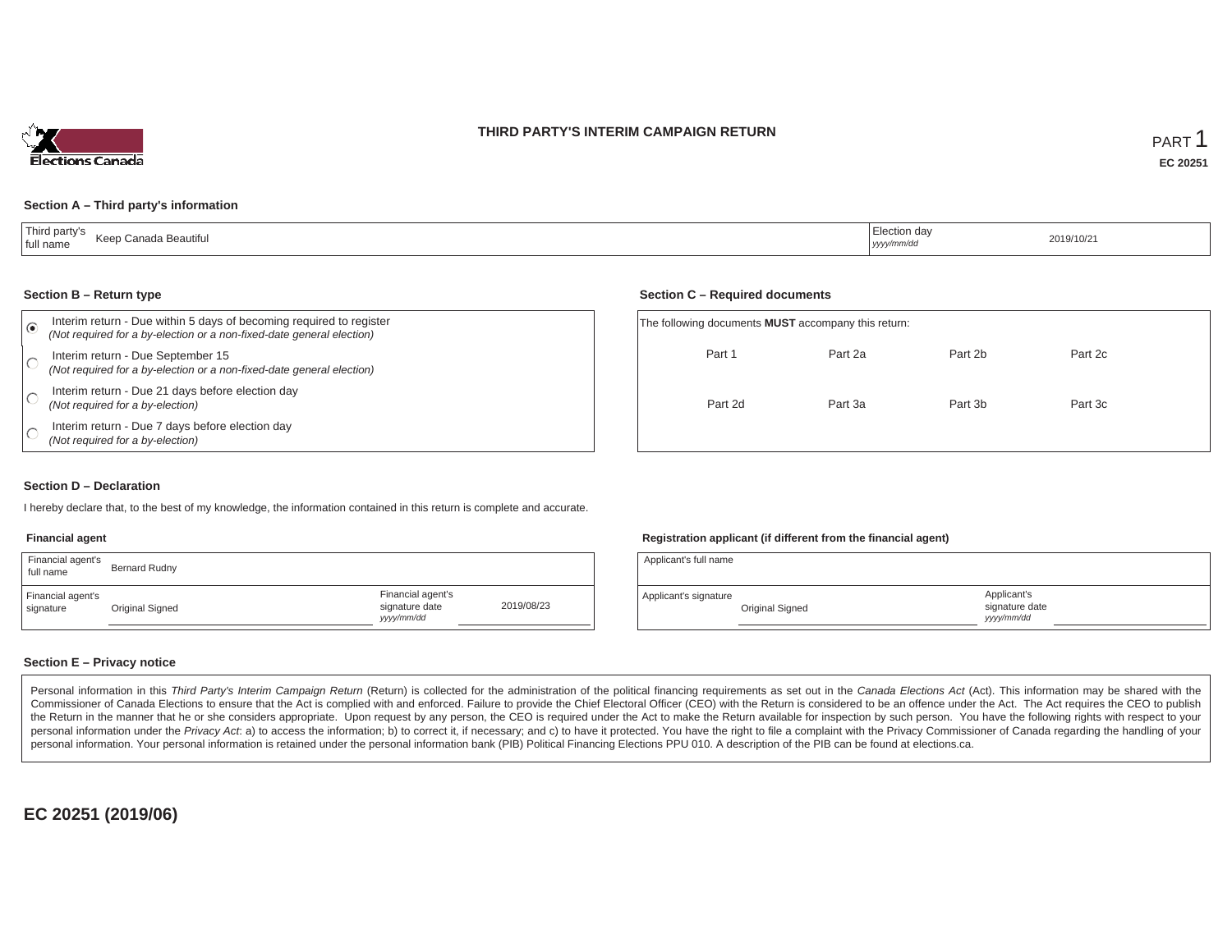# THIRD PARTY'S INTERIM CAMPAIGN RETURN

PART 1

**EC 20251**

### Section A – Third party's information

| Third party's full name | Keep Canada Beautiful | Election day *yyyy/mm/dd* | 2019/10/21 |
|---|---|---|---|

### Section B – Return type

- (●) Interim return - Due within 5 days of becoming required to register *(Not required for a by-election or a non-fixed-date general election)*
- ( ) Interim return - Due September 15 *(Not required for a by-election or a non-fixed-date general election)*
- ( ) Interim return - Due 21 days before election day *(Not required for a by-election)*
- ( ) Interim return - Due 7 days before election day *(Not required for a by-election)*

### Section C – Required documents

The following documents **MUST** accompany this return:

| Part 1 | Part 2a | Part 2b | Part 2c |
|---|---|---|---|
| Part 2d | Part 3a | Part 3b | Part 3c |

### Section D – Declaration

I hereby declare that, to the best of my knowledge, the information contained in this return is complete and accurate.

**Financial agent**

| Financial agent's full name | Bernard Rudny | | |
|---|---|---|---|
| Financial agent's signature | Original Signed | Financial agent's signature date *yyyy/mm/dd* | 2019/08/23 |

**Registration applicant (if different from the financial agent)**

| Applicant's full name | | | |
|---|---|---|---|
| Applicant's signature | Original Signed | Applicant's signature date *yyyy/mm/dd* | |

### Section E – Privacy notice

Personal information in this *Third Party's Interim Campaign Return* (Return) is collected for the administration of the political financing requirements as set out in the *Canada Elections Act* (Act). This information may be shared with the Commissioner of Canada Elections to ensure that the Act is complied with and enforced. Failure to provide the Chief Electoral Officer (CEO) with the Return is considered to be an offence under the Act. The Act requires the CEO to publish the Return in the manner that he or she considers appropriate. Upon request by any person, the CEO is required under the Act to make the Return available for inspection by such person. You have the following rights with respect to your personal information under the *Privacy Act*: a) to access the information; b) to correct it, if necessary; and c) to have it protected. You have the right to file a complaint with the Privacy Commissioner of Canada regarding the handling of your personal information. Your personal information is retained under the personal information bank (PIB) Political Financing Elections PPU 010. A description of the PIB can be found at elections.ca.

**EC 20251 (2019/06)**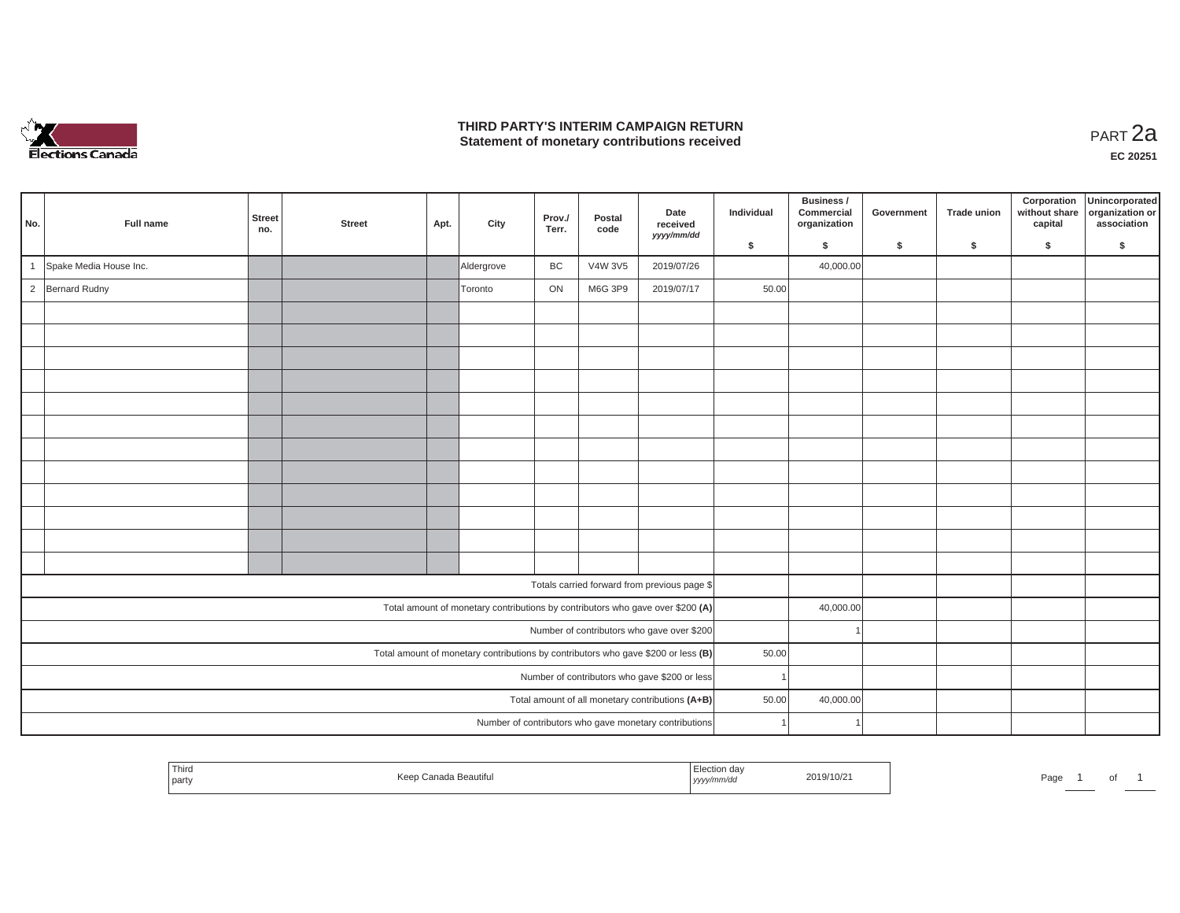# THIRD PARTY'S INTERIM CAMPAIGN RETURN
## Statement of monetary contributions received

PART 2a

EC 20251

| No. | Full name | Street no. | Street | Apt. | City | Prov./ Terr. | Postal code | Date received yyyy/mm/dd | Individual $ | Business / Commercial organization $ | Government $ | Trade union $ | Corporation without share capital $ | Unincorporated organization or association $ |
|---|---|---|---|---|---|---|---|---|---|---|---|---|---|---|
| 1 | Spake Media House Inc. | | | | Aldergrove | BC | V4W 3V5 | 2019/07/26 | | 40,000.00 | | | | |
| 2 | Bernard Rudny | | | | Toronto | ON | M6G 3P9 | 2019/07/17 | 50.00 | | | | | |
| | | | | | | | | | | | | | | |
| | | | | | | | | | | | | | | |
| | | | | | | | | | | | | | | |
| | | | | | | | | | | | | | | |
| | | | | | | | | | | | | | | |
| | | | | | | | | | | | | | | |
| | | | | | | | | | | | | | | |
| | | | | | | | | | | | | | | |
| | | | | | | | | | | | | | | |
| | | | | | | | | | | | | | | |
| | | | | | | | | | | | | | | |
| | | | | | | | | | | | | | | |
| Totals carried forward from previous page $ | | | | | | | | | | | | | | |
| Total amount of monetary contributions by contributors who gave over $200 (A) | | | | | | | | | | 40,000.00 | | | | |
| Number of contributors who gave over $200 | | | | | | | | | | 1 | | | | |
| Total amount of monetary contributions by contributors who gave $200 or less (B) | | | | | | | | | 50.00 | | | | | |
| Number of contributors who gave $200 or less | | | | | | | | | 1 | | | | | |
| Total amount of all monetary contributions (A+B) | | | | | | | | | 50.00 | 40,000.00 | | | | |
| Number of contributors who gave monetary contributions | | | | | | | | | 1 | 1 | | | | |

| Third party | Keep Canada Beautiful | Election day yyyy/mm/dd | 2019/10/21 |
|---|---|---|---|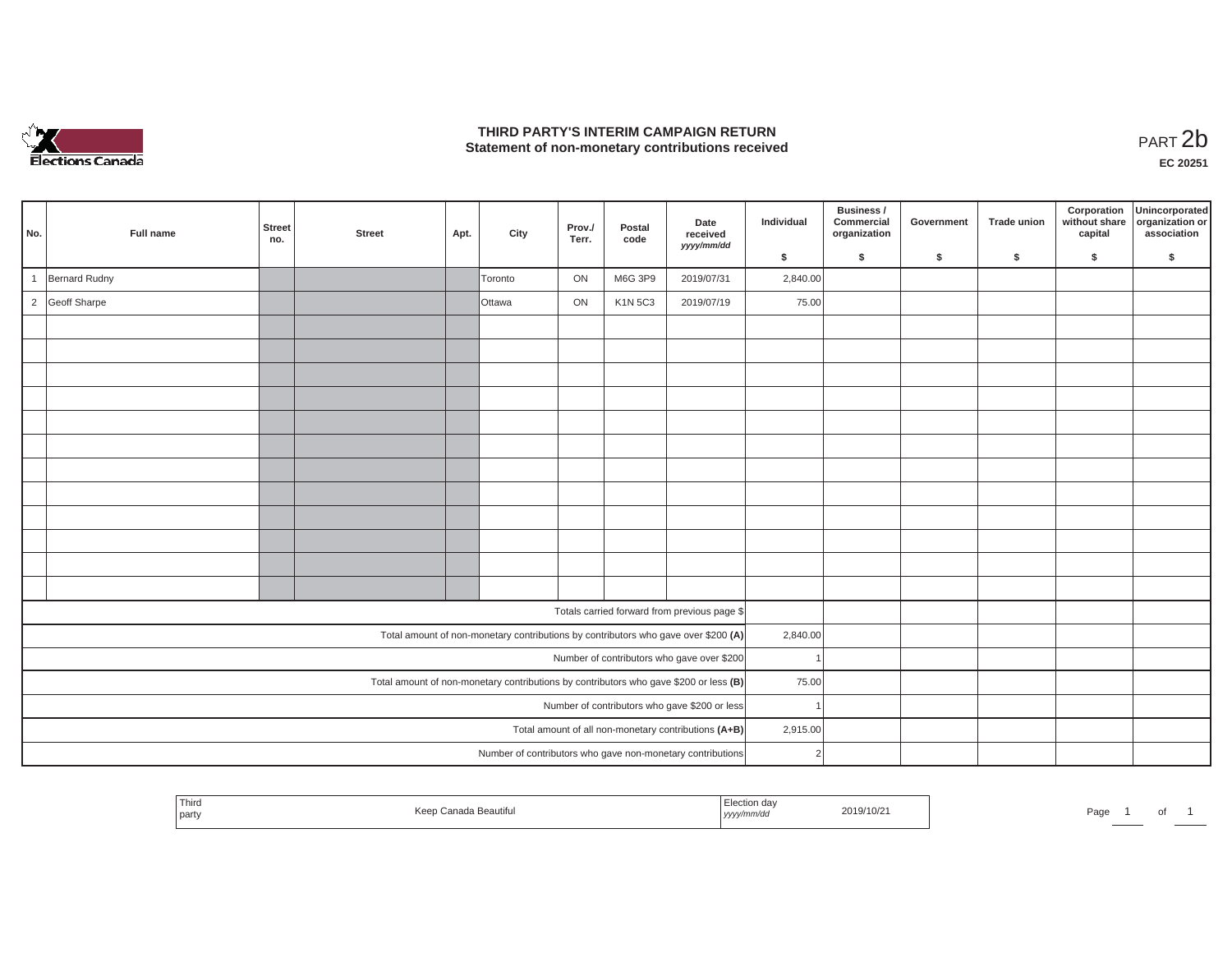# THIRD PARTY'S INTERIM CAMPAIGN RETURN
## Statement of non-monetary contributions received

PART 2b

**EC 20251**

| No. | Full name | Street no. | Street | Apt. | City | Prov./ Terr. | Postal code | Date received yyyy/mm/dd | Individual $ | Business / Commercial organization $ | Government $ | Trade union $ | Corporation without share capital $ | Unincorporated organization or association $ |
|---|---|---|---|---|---|---|---|---|---|---|---|---|---|---|
| 1 | Bernard Rudny | | | | Toronto | ON | M6G 3P9 | 2019/07/31 | 2,840.00 | | | | | |
| 2 | Geoff Sharpe | | | | Ottawa | ON | K1N 5C3 | 2019/07/19 | 75.00 | | | | | |
| | | | | | | | | | | | | | | |
| | | | | | | | | | | | | | | |
| | | | | | | | | | | | | | | |
| | | | | | | | | | | | | | | |
| | | | | | | | | | | | | | | |
| | | | | | | | | | | | | | | |
| | | | | | | | | | | | | | | |
| | | | | | | | | | | | | | | |
| | | | | | | | | | | | | | | |
| | | | | | | | | | | | | | | |
| | | | | | | | | | | | | | | |
| | | | | | | | | | | | | | | |
| | | | | | | | | Totals carried forward from previous page $ | | | | | | |
| | | | | | | | | Total amount of non-monetary contributions by contributors who gave over $200 (A) | 2,840.00 | | | | | |
| | | | | | | | | Number of contributors who gave over $200 | 1 | | | | | |
| | | | | | | | | Total amount of non-monetary contributions by contributors who gave $200 or less (B) | 75.00 | | | | | |
| | | | | | | | | Number of contributors who gave $200 or less | 1 | | | | | |
| | | | | | | | | Total amount of all non-monetary contributions (A+B) | 2,915.00 | | | | | |
| | | | | | | | | Number of contributors who gave non-monetary contributions | 2 | | | | | |

| Third party | Keep Canada Beautiful | Election day yyyy/mm/dd | 2019/10/21 |
|---|---|---|---|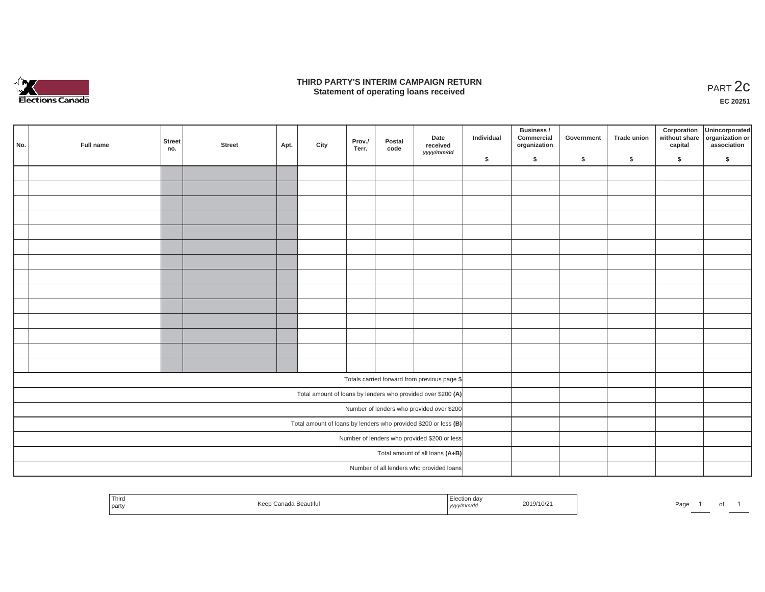# THIRD PARTY'S INTERIM CAMPAIGN RETURN
## Statement of operating loans received

PART 2c

**EC 20251**

| No. | Full name | Street no. | Street | Apt. | City | Prov./ Terr. | Postal code | Date received *yyyy/mm/dd* | Individual $ | Business / Commercial organization $ | Government $ | Trade union $ | Corporation without share capital $ | Unincorporated organization or association $ |
|---|---|---|---|---|---|---|---|---|---|---|---|---|---|---|
| | | | | | | | | | | | | | | |
| | | | | | | | | | | | | | | |
| | | | | | | | | | | | | | | |
| | | | | | | | | | | | | | | |
| | | | | | | | | | | | | | | |
| | | | | | | | | | | | | | | |
| | | | | | | | | | | | | | | |
| | | | | | | | | | | | | | | |
| | | | | | | | | | | | | | | |
| | | | | | | | | | | | | | | |
| | | | | | | | | | | | | | | |
| | | | | | | | | | | | | | | |
| | | | | | | | | | | | | | | |
| | | | | | | | | | | | | | | |
| Totals carried forward from previous page $ | | | | | | | | | | | | | | |
| Total amount of loans by lenders who provided over $200 **(A)** | | | | | | | | | | | | | | |
| Number of lenders who provided over $200 | | | | | | | | | | | | | | |
| Total amount of loans by lenders who provided $200 or less **(B)** | | | | | | | | | | | | | | |
| Number of lenders who provided $200 or less | | | | | | | | | | | | | | |
| Total amount of all loans **(A+B)** | | | | | | | | | | | | | | |
| Number of all lenders who provided loans | | | | | | | | | | | | | | |

| Third party | Keep Canada Beautiful | Election day *yyyy/mm/dd* | 2019/10/21 |
|---|---|---|---|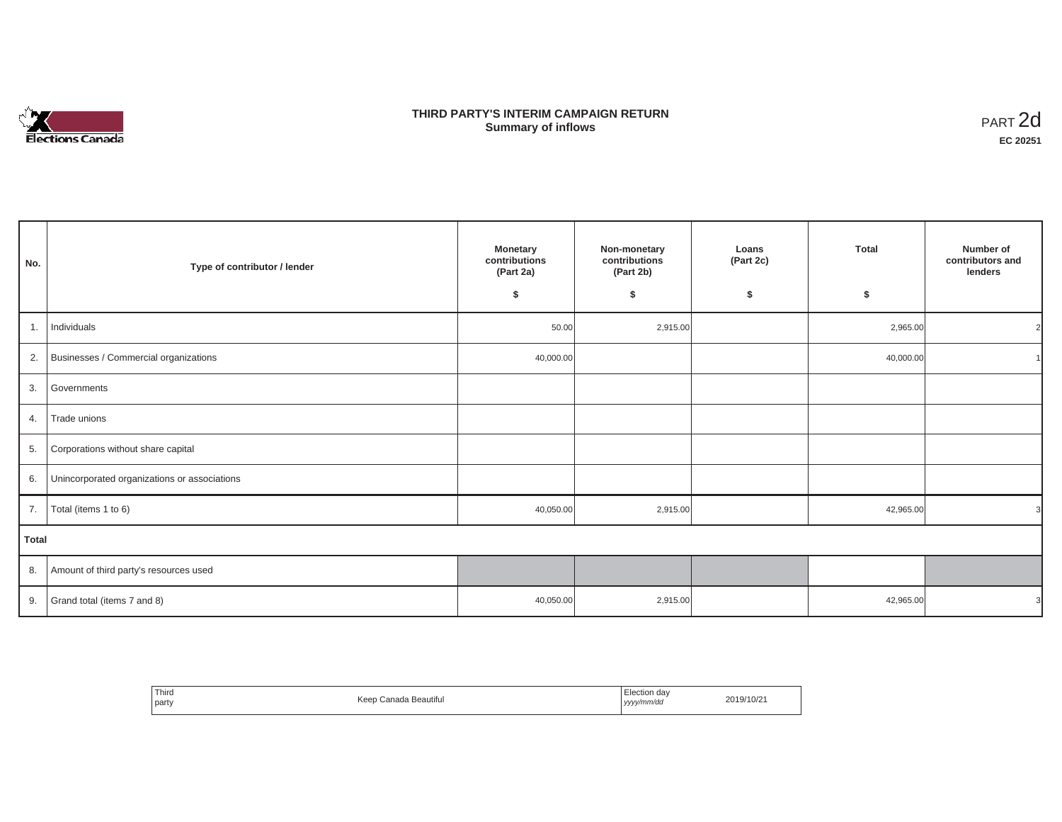# THIRD PARTY'S INTERIM CAMPAIGN RETURN
## Summary of inflows

PART 2d

**EC 20251**

| No. | Type of contributor / lender | Monetary contributions (Part 2a) $ | Non-monetary contributions (Part 2b) $ | Loans (Part 2c) $ | Total $ | Number of contributors and lenders |
|---|---|---|---|---|---|---|
| 1. | Individuals | 50.00 | 2,915.00 | | 2,965.00 | 2 |
| 2. | Businesses / Commercial organizations | 40,000.00 | | | 40,000.00 | 1 |
| 3. | Governments | | | | | |
| 4. | Trade unions | | | | | |
| 5. | Corporations without share capital | | | | | |
| 6. | Unincorporated organizations or associations | | | | | |
| 7. | Total (items 1 to 6) | 40,050.00 | 2,915.00 | | 42,965.00 | 3 |
| **Total** | | | | | | |
| 8. | Amount of third party's resources used | | | | | |
| 9. | Grand total (items 7 and 8) | 40,050.00 | 2,915.00 | | 42,965.00 | 3 |

| Third party | Keep Canada Beautiful | Election day *yyyy/mm/dd* | 2019/10/21 |
|---|---|---|---|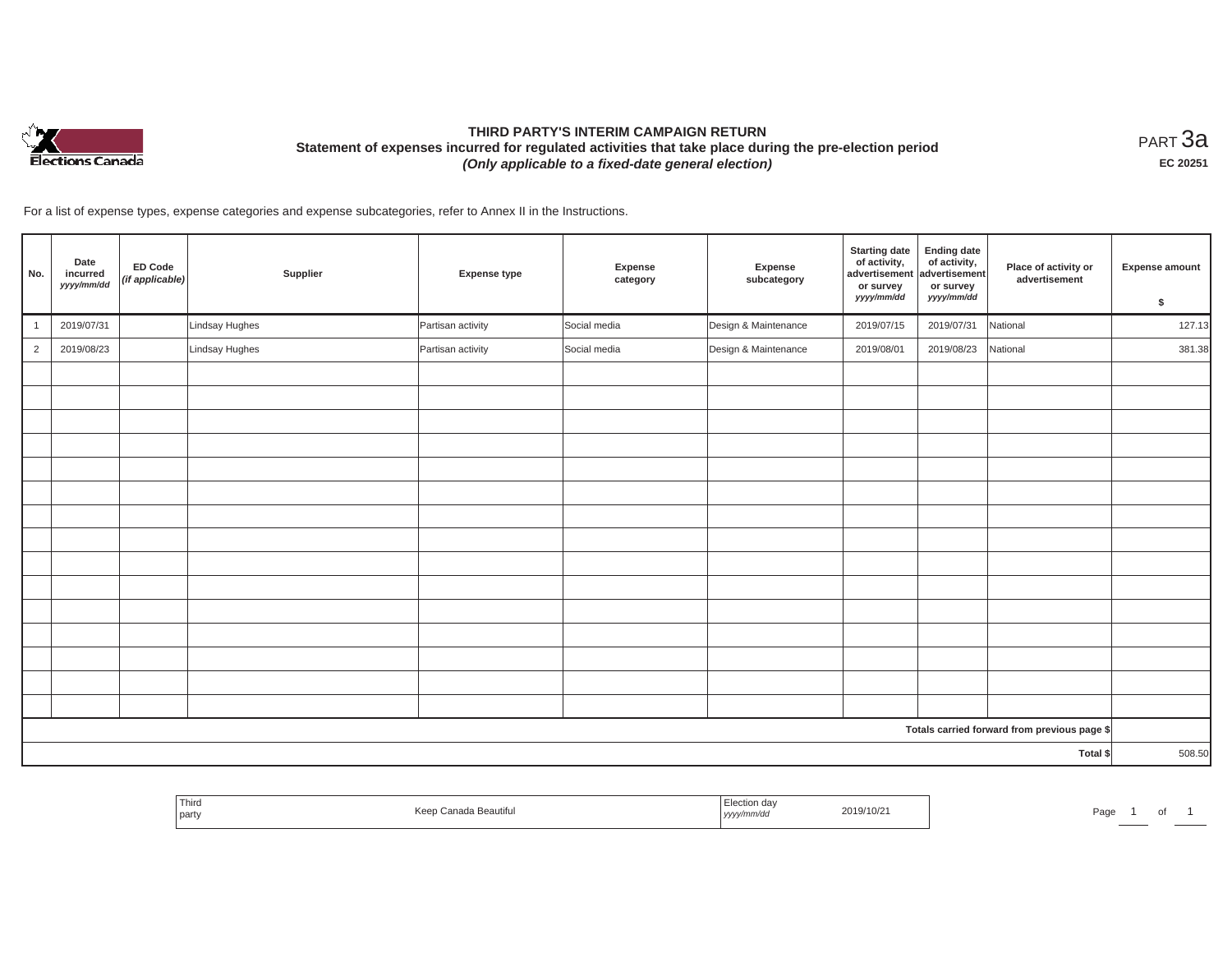# THIRD PARTY'S INTERIM CAMPAIGN RETURN

**Statement of expenses incurred for regulated activities that take place during the pre-election period**

***(Only applicable to a fixed-date general election)***

PART 3a

**EC 20251**

For a list of expense types, expense categories and expense subcategories, refer to Annex II in the Instructions.

| No. | Date incurred *yyyy/mm/dd* | ED Code *(if applicable)* | Supplier | Expense type | Expense category | Expense subcategory | Starting date of activity, advertisement or survey *yyyy/mm/dd* | Ending date of activity, advertisement or survey *yyyy/mm/dd* | Place of activity or advertisement | Expense amount $ |
|---|---|---|---|---|---|---|---|---|---|---|
| 1 | 2019/07/31 | | Lindsay Hughes | Partisan activity | Social media | Design & Maintenance | 2019/07/15 | 2019/07/31 | National | 127.13 |
| 2 | 2019/08/23 | | Lindsay Hughes | Partisan activity | Social media | Design & Maintenance | 2019/08/01 | 2019/08/23 | National | 381.38 |
| | | | | | | | | | | |
| | | | | | | | | | | |
| | | | | | | | | | | |
| | | | | | | | | | | |
| | | | | | | | | | | |
| | | | | | | | | | | |
| | | | | | | | | | | |
| | | | | | | | | | | |
| | | | | | | | | | | |
| | | | | | | | | | | |
| | | | | | | | | | | |
| | | | | | | | | | | |
| | | | | | | | | | | |
| | | | | | | | | | | |
| | | | | | | | | | | |
| | | | | | | | | | Totals carried forward from previous page $ | |
| | | | | | | | | | Total $ | 508.50 |

| Third party | Keep Canada Beautiful | Election day *yyyy/mm/dd* | 2019/10/21 |
|---|---|---|---|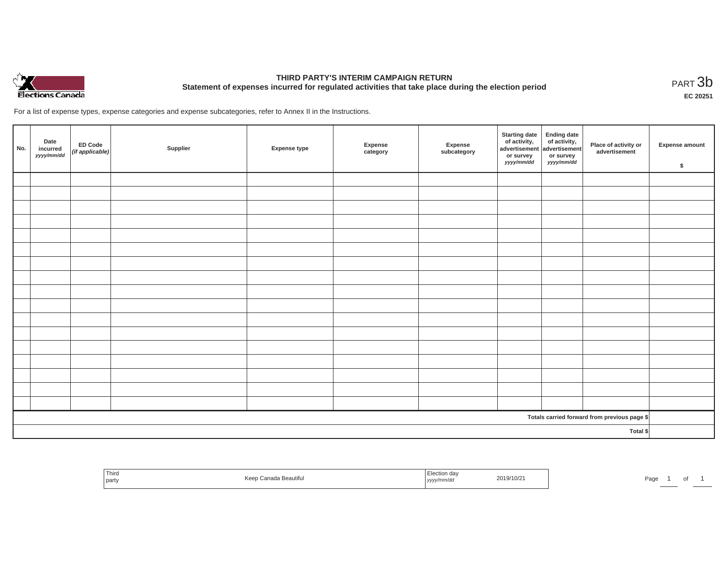# THIRD PARTY'S INTERIM CAMPAIGN RETURN

## Statement of expenses incurred for regulated activities that take place during the election period

PART 3b

**EC 20251**

For a list of expense types, expense categories and expense subcategories, refer to Annex II in the Instructions.

| No. | Date incurred *yyyy/mm/dd* | ED Code *(if applicable)* | Supplier | Expense type | Expense category | Expense subcategory | Starting date of activity, advertisement or survey *yyyy/mm/dd* | Ending date of activity, advertisement or survey *yyyy/mm/dd* | Place of activity or advertisement | Expense amount $ |
|---|---|---|---|---|---|---|---|---|---|---|
| | | | | | | | | | | |
| | | | | | | | | | | |
| | | | | | | | | | | |
| | | | | | | | | | | |
| | | | | | | | | | | |
| | | | | | | | | | | |
| | | | | | | | | | | |
| | | | | | | | | | | |
| | | | | | | | | | | |
| | | | | | | | | | | |
| | | | | | | | | | | |
| | | | | | | | | | | |
| | | | | | | | | | | |
| | | | | | | | | | | |
| | | | | | | | | | | |
| | | | | | | | | | | |
| | | | | | | | | | | |
| | | | | | | | | | Totals carried forward from previous page $ | |
| | | | | | | | | | Total $ | |

| Third party | Keep Canada Beautiful | Election day *yyyy/mm/dd* | 2019/10/21 |
|---|---|---|---|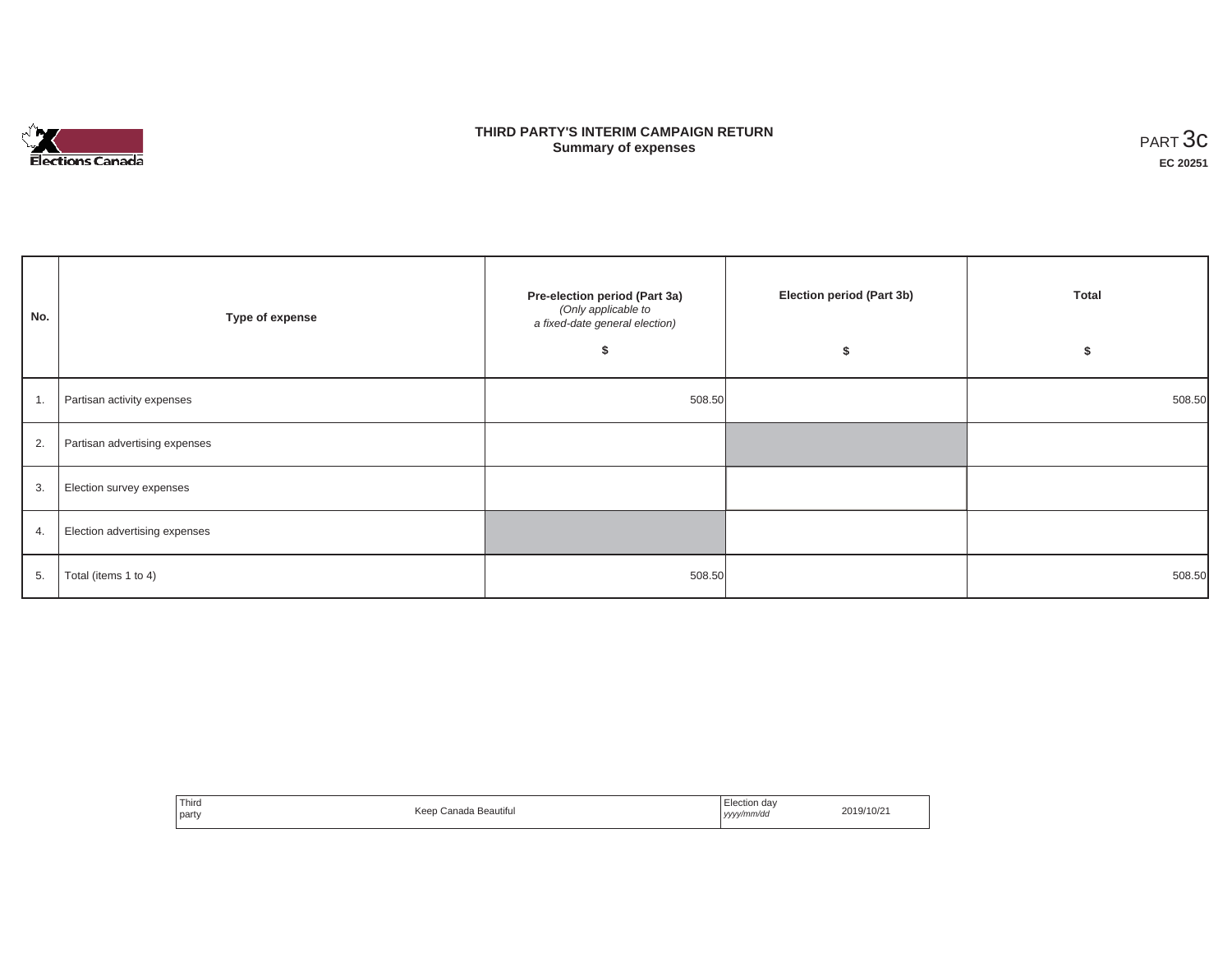# THIRD PARTY'S INTERIM CAMPAIGN RETURN
## Summary of expenses

PART 3c

**EC 20251**

| No. | Type of expense | Pre-election period (Part 3a) *(Only applicable to a fixed-date general election)* $ | Election period (Part 3b) $ | Total $ |
|---|---|---|---|---|
| 1. | Partisan activity expenses | 508.50 | | 508.50 |
| 2. | Partisan advertising expenses | | | |
| 3. | Election survey expenses | | | |
| 4. | Election advertising expenses | | | |
| 5. | Total (items 1 to 4) | 508.50 | | 508.50 |

| Third party | Keep Canada Beautiful | Election day *yyyy/mm/dd* | 2019/10/21 |
|---|---|---|---|